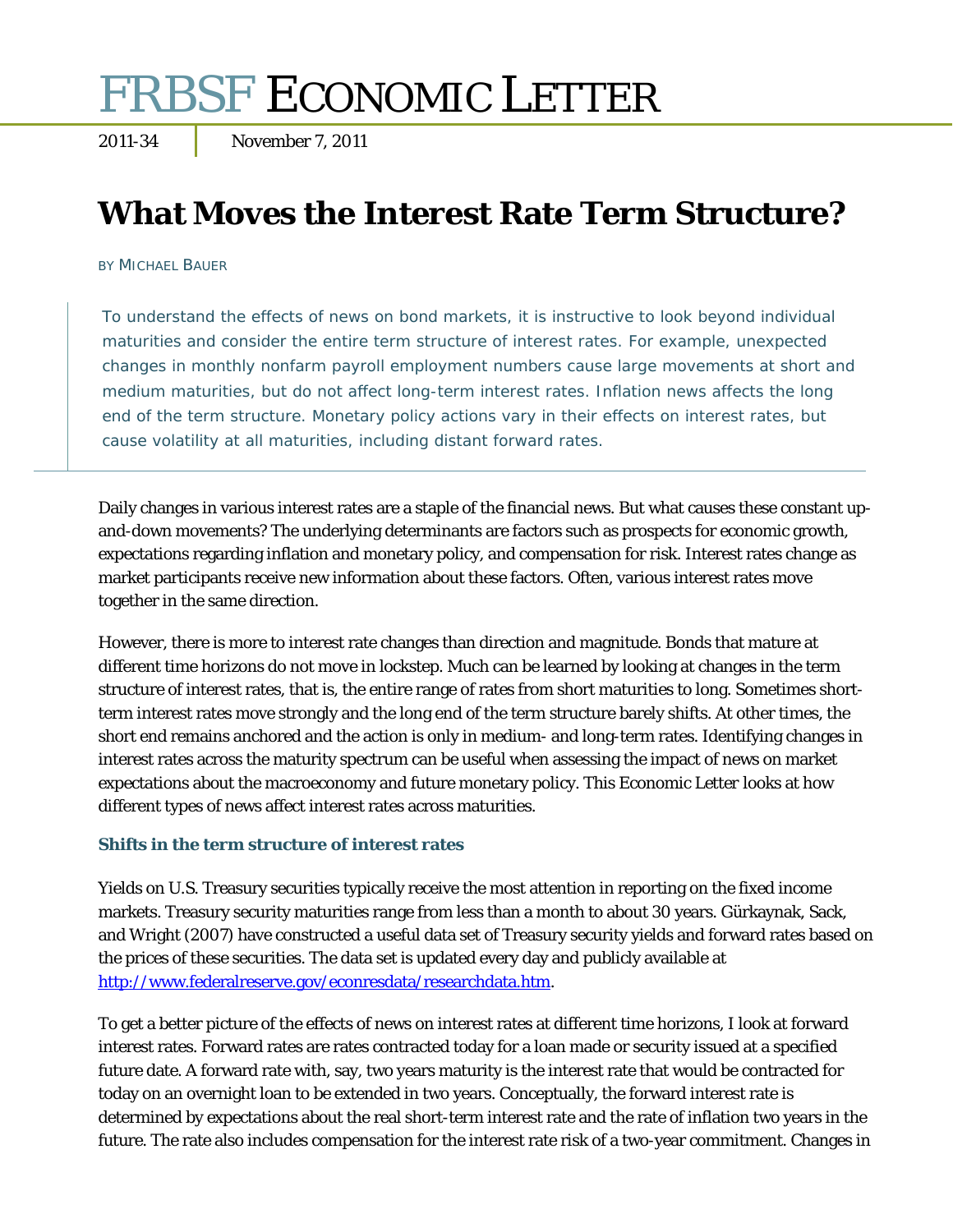# FRBSF ECONOMIC LETTER

2011-34 | November 7, 2011

## What Moves the Interest Rate Term Structure?

BY MICHAEL BAUER

> To understand the effects of news on bond markets, it is instructive to look beyond individual maturities and consider the entire term structure of interest rates. For example, unexpected changes in monthly nonfarm payroll employment numbers cause large movements at short and medium maturities, but do not affect long-term interest rates. Inflation news affects the long end of the term structure. Monetary policy actions vary in their effects on interest rates, but cause volatility at all maturities, including distant forward rates.

Daily changes in various interest rates are a staple of the financial news. But what causes these constant up-and-down movements? The underlying determinants are factors such as prospects for economic growth, expectations regarding inflation and monetary policy, and compensation for risk. Interest rates change as market participants receive new information about these factors. Often, various interest rates move together in the same direction.

However, there is more to interest rate changes than direction and magnitude. Bonds that mature at different time horizons do not move in lockstep. Much can be learned by looking at changes in the term structure of interest rates, that is, the entire range of rates from short maturities to long. Sometimes short-term interest rates move strongly and the long end of the term structure barely shifts. At other times, the short end remains anchored and the action is only in medium- and long-term rates. Identifying changes in interest rates across the maturity spectrum can be useful when assessing the impact of news on market expectations about the macroeconomy and future monetary policy. This Economic Letter looks at how different types of news affect interest rates across maturities.

### Shifts in the term structure of interest rates

Yields on U.S. Treasury securities typically receive the most attention in reporting on the fixed income markets. Treasury security maturities range from less than a month to about 30 years. Gürkaynak, Sack, and Wright (2007) have constructed a useful data set of Treasury security yields and forward rates based on the prices of these securities. The data set is updated every day and publicly available at http://www.federalreserve.gov/econresdata/researchdata.htm.

To get a better picture of the effects of news on interest rates at different time horizons, I look at forward interest rates. Forward rates are rates contracted today for a loan made or security issued at a specified future date. A forward rate with, say, two years maturity is the interest rate that would be contracted for today on an overnight loan to be extended in two years. Conceptually, the forward interest rate is determined by expectations about the real short-term interest rate and the rate of inflation two years in the future. The rate also includes compensation for the interest rate risk of a two-year commitment. Changes in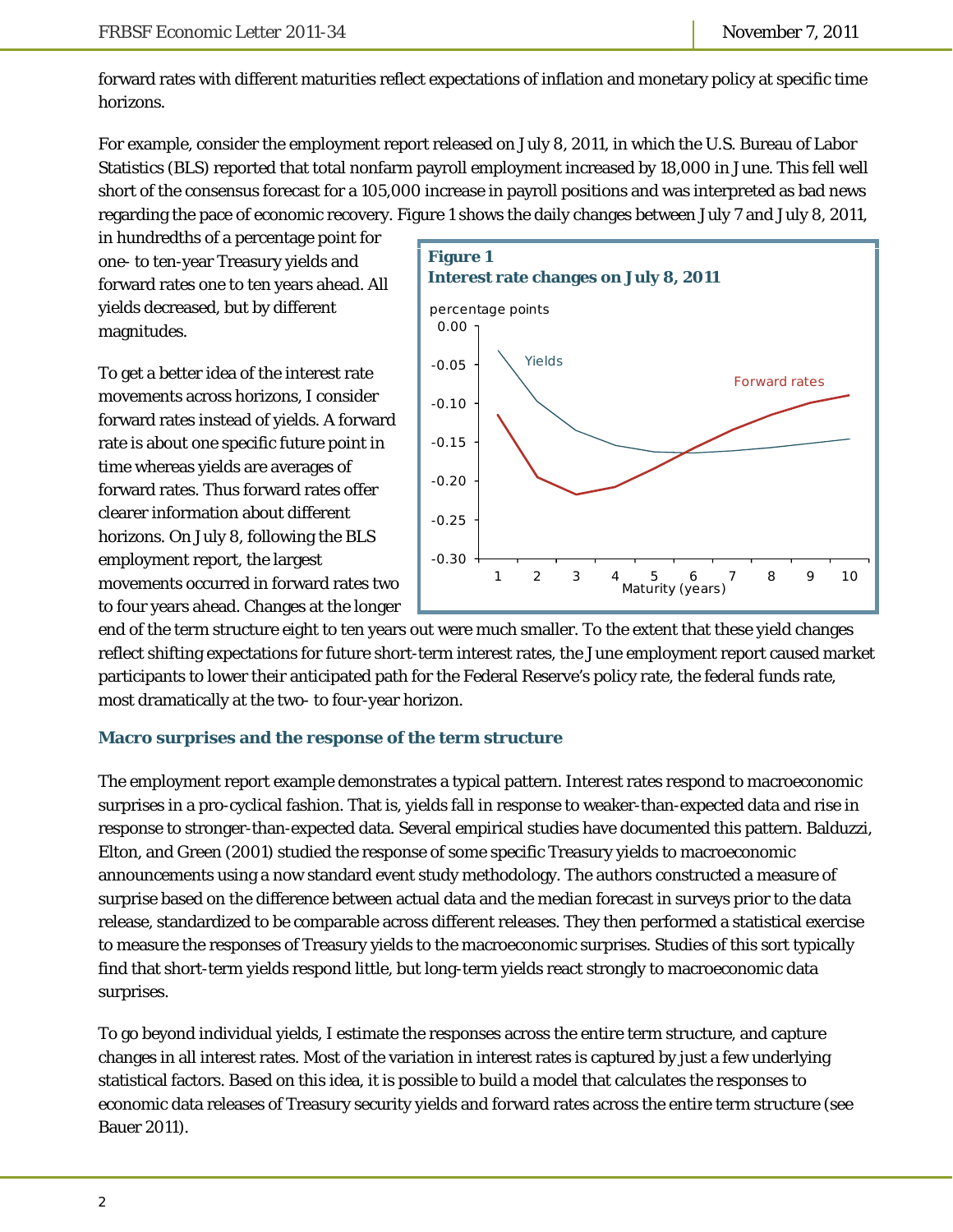forward rates with different maturities reflect expectations of inflation and monetary policy at specific time horizons.

For example, consider the employment report released on July 8, 2011, in which the U.S. Bureau of Labor Statistics (BLS) reported that total nonfarm payroll employment increased by 18,000 in June. This fell well short of the consensus forecast for a 105,000 increase in payroll positions and was interpreted as bad news regarding the pace of economic recovery. Figure 1 shows the daily changes between July 7 and July 8, 2011, in hundredths of a percentage point for one- to ten-year Treasury yields and forward rates one to ten years ahead. All yields decreased, but by different magnitudes.

**Figure 1**
**Interest rate changes on July 8, 2011**

To get a better idea of the interest rate movements across horizons, I consider forward rates instead of yields. A forward rate is about one specific future point in time whereas yields are averages of forward rates. Thus forward rates offer clearer information about different horizons. On July 8, following the BLS employment report, the largest movements occurred in forward rates two to four years ahead. Changes at the longer end of the term structure eight to ten years out were much smaller. To the extent that these yield changes reflect shifting expectations for future short-term interest rates, the June employment report caused market participants to lower their anticipated path for the Federal Reserve's policy rate, the federal funds rate, most dramatically at the two- to four-year horizon.

### Macro surprises and the response of the term structure

The employment report example demonstrates a typical pattern. Interest rates respond to macroeconomic surprises in a pro-cyclical fashion. That is, yields fall in response to weaker-than-expected data and rise in response to stronger-than-expected data. Several empirical studies have documented this pattern. Balduzzi, Elton, and Green (2001) studied the response of some specific Treasury yields to macroeconomic announcements using a now standard event study methodology. The authors constructed a measure of surprise based on the difference between actual data and the median forecast in surveys prior to the data release, standardized to be comparable across different releases. They then performed a statistical exercise to measure the responses of Treasury yields to the macroeconomic surprises. Studies of this sort typically find that short-term yields respond little, but long-term yields react strongly to macroeconomic data surprises.

To go beyond individual yields, I estimate the responses across the entire term structure, and capture changes in all interest rates. Most of the variation in interest rates is captured by just a few underlying statistical factors. Based on this idea, it is possible to build a model that calculates the responses to economic data releases of Treasury security yields and forward rates across the entire term structure (see Bauer 2011).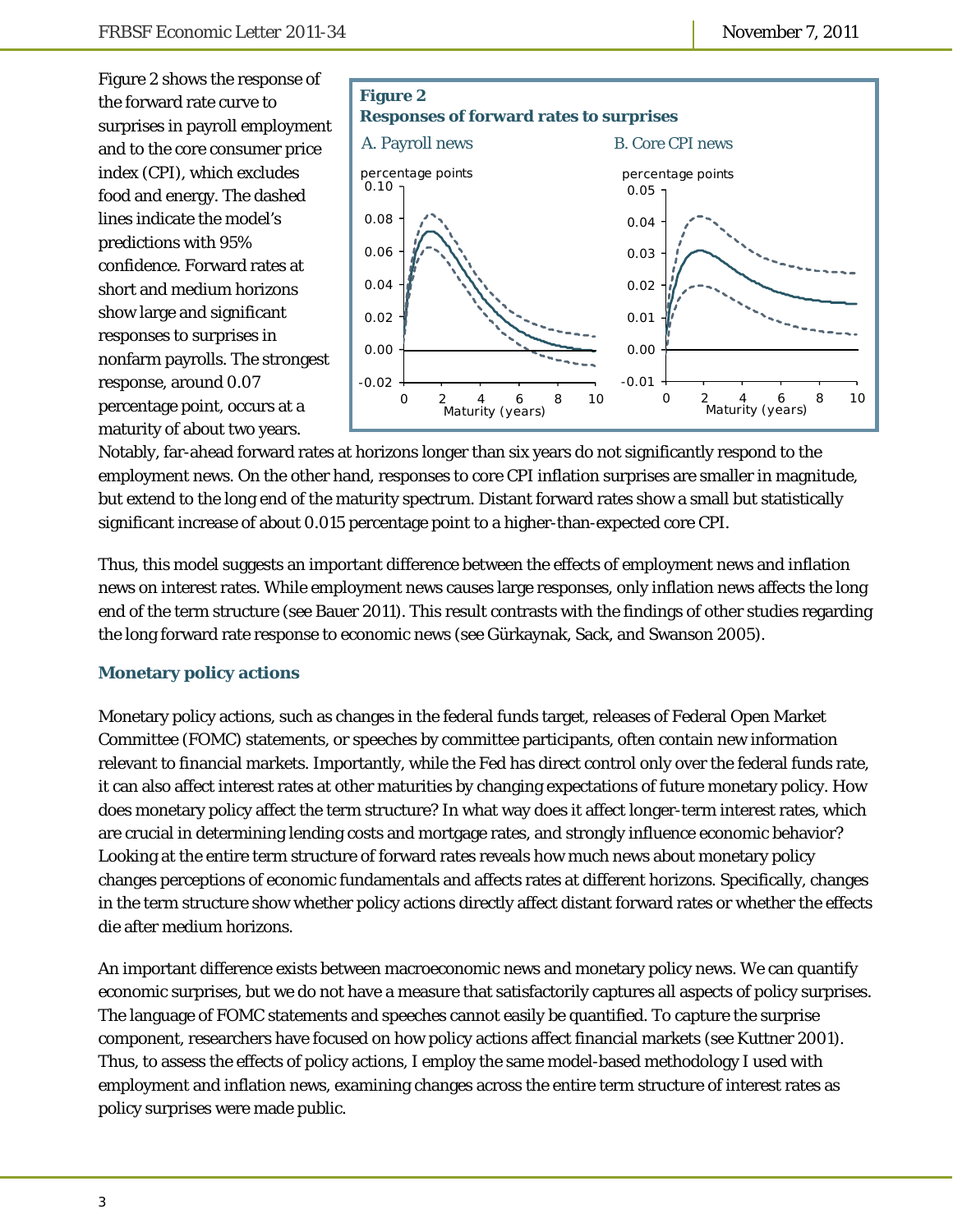Figure 2 shows the response of the forward rate curve to surprises in payroll employment and to the core consumer price index (CPI), which excludes food and energy. The dashed lines indicate the model's predictions with 95% confidence. Forward rates at short and medium horizons show large and significant responses to surprises in nonfarm payrolls. The strongest response, around 0.07 percentage point, occurs at a maturity of about two years. Notably, far-ahead forward rates at horizons longer than six years do not significantly respond to the employment news. On the other hand, responses to core CPI inflation surprises are smaller in magnitude, but extend to the long end of the maturity spectrum. Distant forward rates show a small but statistically significant increase of about 0.015 percentage point to a higher-than-expected core CPI.

**Figure 2**
**Responses of forward rates to surprises**

A. Payroll news B. Core CPI news

Thus, this model suggests an important difference between the effects of employment news and inflation news on interest rates. While employment news causes large responses, only inflation news affects the long end of the term structure (see Bauer 2011). This result contrasts with the findings of other studies regarding the long forward rate response to economic news (see Gürkaynak, Sack, and Swanson 2005).

### Monetary policy actions

Monetary policy actions, such as changes in the federal funds target, releases of Federal Open Market Committee (FOMC) statements, or speeches by committee participants, often contain new information relevant to financial markets. Importantly, while the Fed has direct control only over the federal funds rate, it can also affect interest rates at other maturities by changing expectations of future monetary policy. How does monetary policy affect the term structure? In what way does it affect longer-term interest rates, which are crucial in determining lending costs and mortgage rates, and strongly influence economic behavior? Looking at the entire term structure of forward rates reveals how much news about monetary policy changes perceptions of economic fundamentals and affects rates at different horizons. Specifically, changes in the term structure show whether policy actions directly affect distant forward rates or whether the effects die after medium horizons.

An important difference exists between macroeconomic news and monetary policy news. We can quantify economic surprises, but we do not have a measure that satisfactorily captures all aspects of policy surprises. The language of FOMC statements and speeches cannot easily be quantified. To capture the surprise component, researchers have focused on how policy actions affect financial markets (see Kuttner 2001). Thus, to assess the effects of policy actions, I employ the same model-based methodology I used with employment and inflation news, examining changes across the entire term structure of interest rates as policy surprises were made public.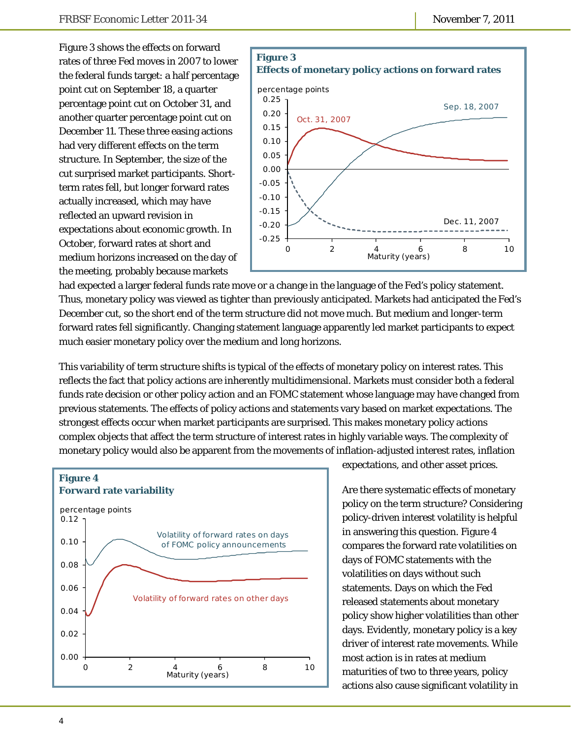Figure 3 shows the effects on forward rates of three Fed moves in 2007 to lower the federal funds target: a half percentage point cut on September 18, a quarter percentage point cut on October 31, and another quarter percentage point cut on December 11. These three easing actions had very different effects on the term structure. In September, the size of the cut surprised market participants. Short-term rates fell, but longer forward rates actually increased, which may have reflected an upward revision in expectations about economic growth. In October, forward rates at short and medium horizons increased on the day of the meeting, probably because markets had expected a larger federal funds rate move or a change in the language of the Fed's policy statement. Thus, monetary policy was viewed as tighter than previously anticipated. Markets had anticipated the Fed's December cut, so the short end of the term structure did not move much. But medium and longer-term forward rates fell significantly. Changing statement language apparently led market participants to expect much easier monetary policy over the medium and long horizons.

**Figure 3**
**Effects of monetary policy actions on forward rates**

This variability of term structure shifts is typical of the effects of monetary policy on interest rates. This reflects the fact that policy actions are inherently multidimensional. Markets must consider both a federal funds rate decision or other policy action and an FOMC statement whose language may have changed from previous statements. The effects of policy actions and statements vary based on market expectations. The strongest effects occur when market participants are surprised. This makes monetary policy actions complex objects that affect the term structure of interest rates in highly variable ways. The complexity of monetary policy would also be apparent from the movements of inflation-adjusted interest rates, inflation expectations, and other asset prices.

**Figure 4**
**Forward rate variability**

Are there systematic effects of monetary policy on the term structure? Considering policy-driven interest volatility is helpful in answering this question. Figure 4 compares the forward rate volatilities on days of FOMC statements with the volatilities on days without such statements. Days on which the Fed released statements about monetary policy show higher volatilities than other days. Evidently, monetary policy is a key driver of interest rate movements. While most action is in rates at medium maturities of two to three years, policy actions also cause significant volatility in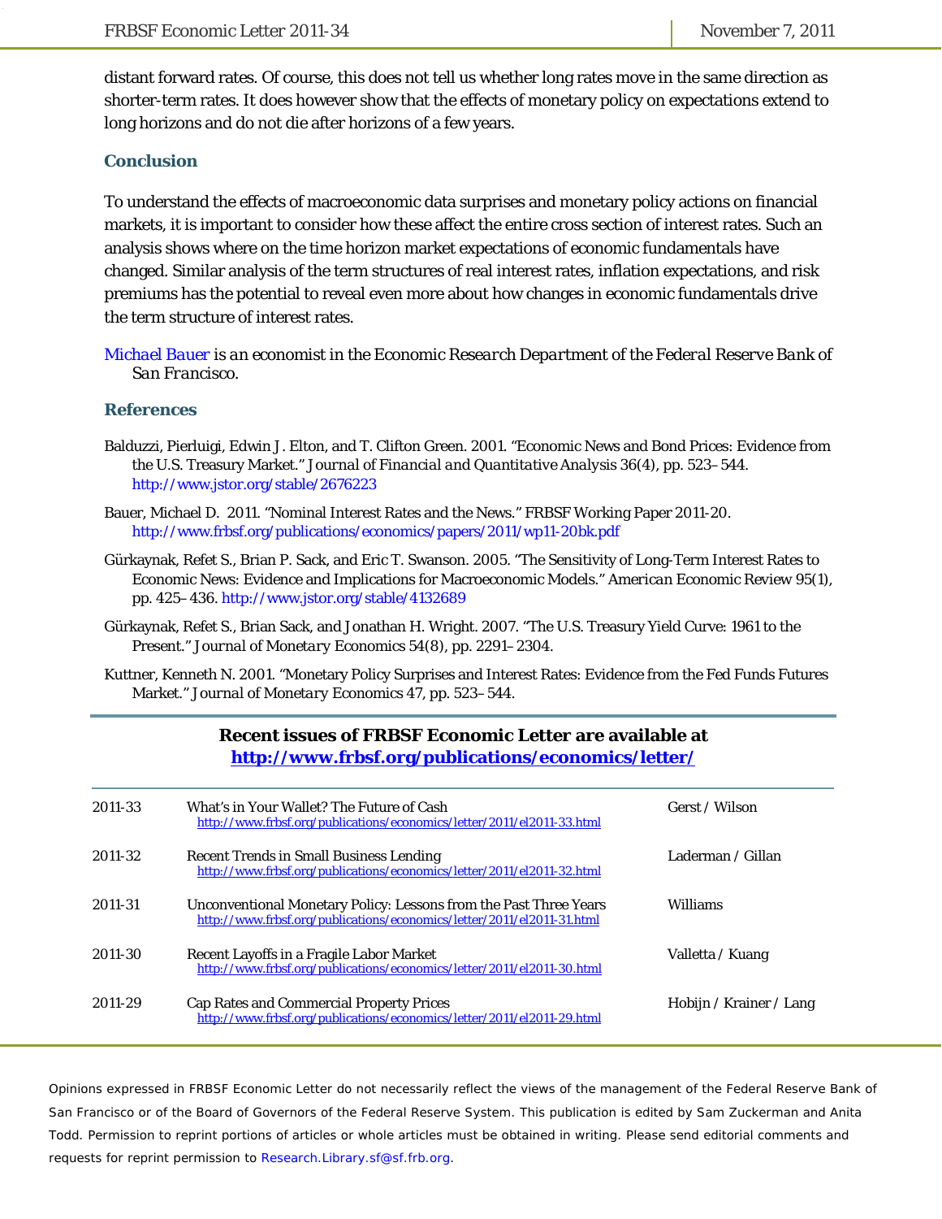distant forward rates. Of course, this does not tell us whether long rates move in the same direction as shorter-term rates. It does however show that the effects of monetary policy on expectations extend to long horizons and do not die after horizons of a few years.

## Conclusion

To understand the effects of macroeconomic data surprises and monetary policy actions on financial markets, it is important to consider how these affect the entire cross section of interest rates. Such an analysis shows where on the time horizon market expectations of economic fundamentals have changed. Similar analysis of the term structures of real interest rates, inflation expectations, and risk premiums has the potential to reveal even more about how changes in economic fundamentals drive the term structure of interest rates.

*Michael Bauer is an economist in the Economic Research Department of the Federal Reserve Bank of San Francisco.*

## References

Balduzzi, Pierluigi, Edwin J. Elton, and T. Clifton Green. 2001. "Economic News and Bond Prices: Evidence from the U.S. Treasury Market." *Journal of Financial and Quantitative Analysis* 36(4), pp. 523–544. http://www.jstor.org/stable/2676223

Bauer, Michael D. 2011. "Nominal Interest Rates and the News." FRBSF Working Paper 2011-20. http://www.frbsf.org/publications/economics/papers/2011/wp11-20bk.pdf

Gürkaynak, Refet S., Brian P. Sack, and Eric T. Swanson. 2005. "The Sensitivity of Long-Term Interest Rates to Economic News: Evidence and Implications for Macroeconomic Models." *American Economic Review* 95(1), pp. 425–436. http://www.jstor.org/stable/4132689

Gürkaynak, Refet S., Brian Sack, and Jonathan H. Wright. 2007. "The U.S. Treasury Yield Curve: 1961 to the Present." *Journal of Monetary Economics* 54(8), pp. 2291–2304.

Kuttner, Kenneth N. 2001. "Monetary Policy Surprises and Interest Rates: Evidence from the Fed Funds Futures Market." *Journal of Monetary Economics* 47, pp. 523–544.

**Recent issues of FRBSF Economic Letter are available at**
**http://www.frbsf.org/publications/economics/letter/**

| | | |
|---|---|---|
| 2011-33 | What's in Your Wallet? The Future of Cash<br>http://www.frbsf.org/publications/economics/letter/2011/el2011-33.html | Gerst / Wilson |
| 2011-32 | Recent Trends in Small Business Lending<br>http://www.frbsf.org/publications/economics/letter/2011/el2011-32.html | Laderman / Gillan |
| 2011-31 | Unconventional Monetary Policy: Lessons from the Past Three Years<br>http://www.frbsf.org/publications/economics/letter/2011/el2011-31.html | Williams |
| 2011-30 | Recent Layoffs in a Fragile Labor Market<br>http://www.frbsf.org/publications/economics/letter/2011/el2011-30.html | Valletta / Kuang |
| 2011-29 | Cap Rates and Commercial Property Prices<br>http://www.frbsf.org/publications/economics/letter/2011/el2011-29.html | Hobijn / Krainer / Lang |

Opinions expressed in FRBSF Economic Letter do not necessarily reflect the views of the management of the Federal Reserve Bank of San Francisco or of the Board of Governors of the Federal Reserve System. This publication is edited by Sam Zuckerman and Anita Todd. Permission to reprint portions of articles or whole articles must be obtained in writing. Please send editorial comments and requests for reprint permission to Research.Library.sf@sf.frb.org.